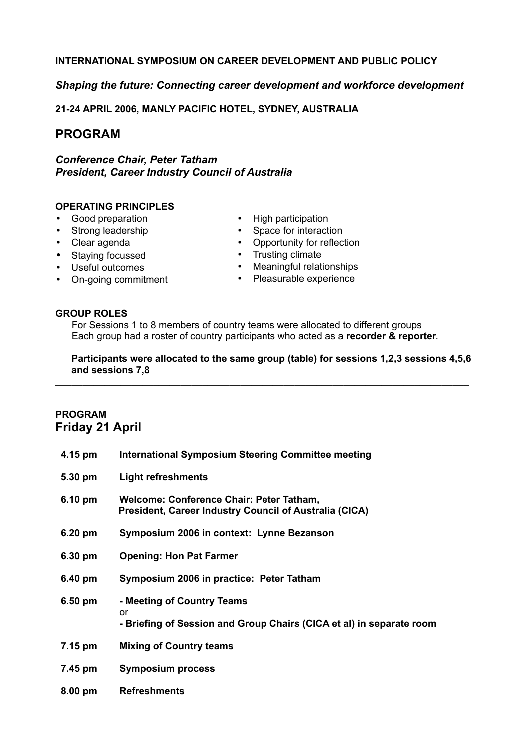**INTERNATIONAL SYMPOSIUM ON CAREER DEVELOPMENT AND PUBLIC POLICY**

***Shaping the future: Connecting career development and workforce development***

**21-24 APRIL 2006, MANLY PACIFIC HOTEL, SYDNEY, AUSTRALIA**

# PROGRAM

***Conference Chair, Peter Tatham***
***President, Career Industry Council of Australia***

**OPERATING PRINCIPLES**

- Good preparation
- Strong leadership
- Clear agenda
- Staying focussed
- Useful outcomes
- On-going commitment
- High participation
- Space for interaction
- Opportunity for reflection
- Trusting climate
- Meaningful relationships
- Pleasurable experience

**GROUP ROLES**

For Sessions 1 to 8 members of country teams were allocated to different groups
Each group had a roster of country participants who acted as a **recorder & reporter**.

**Participants were allocated to the same group (table) for sessions 1,2,3 sessions 4,5,6 and sessions 7,8**

---

**PROGRAM**

## Friday 21 April

| | |
|---|---|
| **4.15 pm** | **International Symposium Steering Committee meeting** |
| **5.30 pm** | **Light refreshments** |
| **6.10 pm** | **Welcome: Conference Chair: Peter Tatham, President, Career Industry Council of Australia (CICA)** |
| **6.20 pm** | **Symposium 2006 in context: Lynne Bezanson** |
| **6.30 pm** | **Opening: Hon Pat Farmer** |
| **6.40 pm** | **Symposium 2006 in practice: Peter Tatham** |
| **6.50 pm** | **- Meeting of Country Teams** or **- Briefing of Session and Group Chairs (CICA et al) in separate room** |
| **7.15 pm** | **Mixing of Country teams** |
| **7.45 pm** | **Symposium process** |
| **8.00 pm** | **Refreshments** |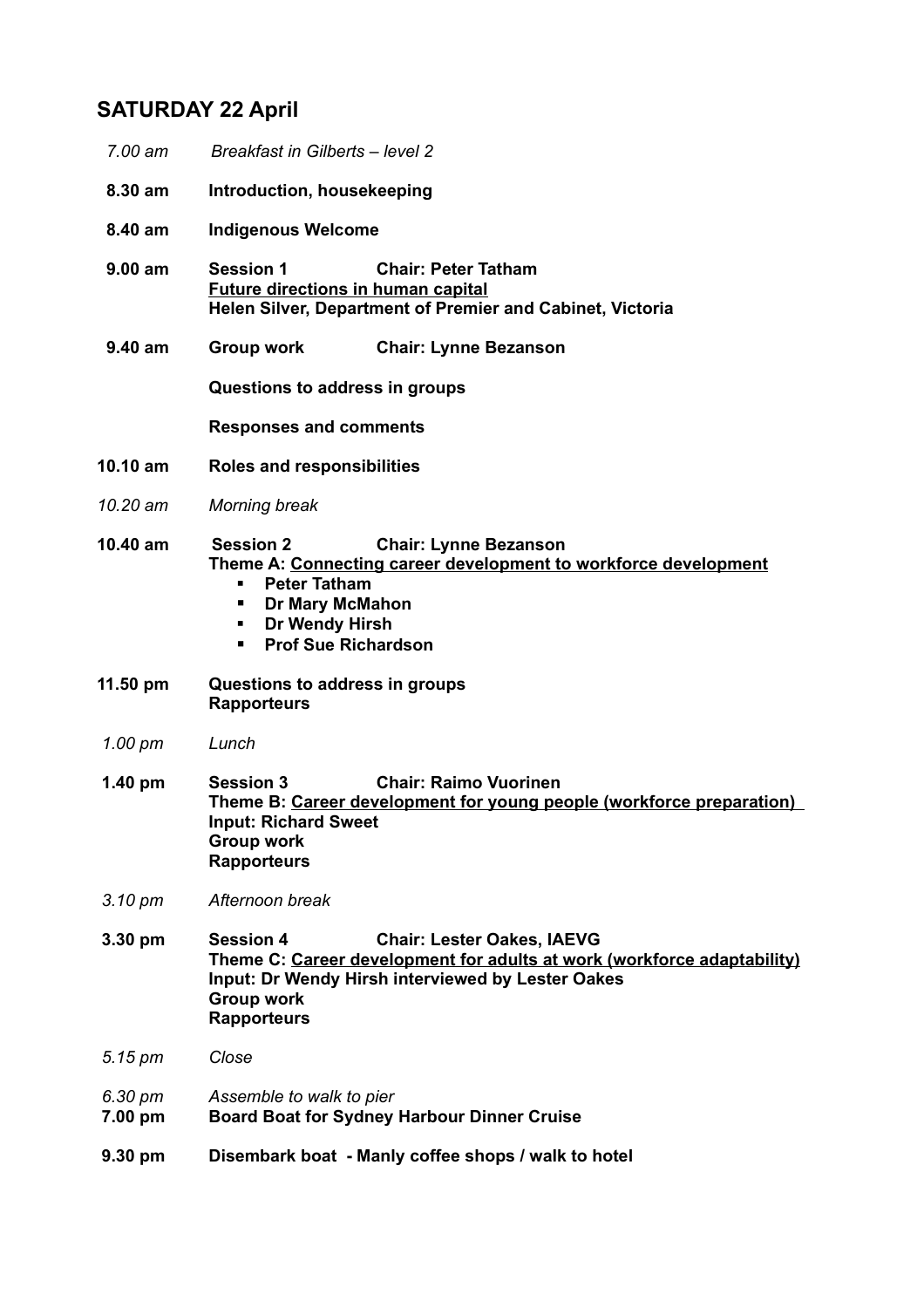## SATURDAY 22 April

*7.00 am* *Breakfast in Gilberts – level 2*

**8.30 am** **Introduction, housekeeping**

**8.40 am** **Indigenous Welcome**

**9.00 am** **Session 1** **Chair: Peter Tatham**
**Future directions in human capital**
**Helen Silver, Department of Premier and Cabinet, Victoria**

**9.40 am** **Group work** **Chair: Lynne Bezanson**

**Questions to address in groups**

**Responses and comments**

**10.10 am** **Roles and responsibilities**

*10.20 am* *Morning break*

**10.40 am** **Session 2** **Chair: Lynne Bezanson**
**Theme A: Connecting career development to workforce development**

- **Peter Tatham**
- **Dr Mary McMahon**
- **Dr Wendy Hirsh**
- **Prof Sue Richardson**

**11.50 pm** **Questions to address in groups**
**Rapporteurs**

*1.00 pm* *Lunch*

**1.40 pm** **Session 3** **Chair: Raimo Vuorinen**
**Theme B: Career development for young people (workforce preparation)**
**Input: Richard Sweet**
**Group work**
**Rapporteurs**

*3.10 pm* *Afternoon break*

**3.30 pm** **Session 4** **Chair: Lester Oakes, IAEVG**
**Theme C: Career development for adults at work (workforce adaptability)**
**Input: Dr Wendy Hirsh interviewed by Lester Oakes**
**Group work**
**Rapporteurs**

*5.15 pm* *Close*

*6.30 pm* *Assemble to walk to pier*

**7.00 pm** **Board Boat for Sydney Harbour Dinner Cruise**

**9.30 pm** **Disembark boat - Manly coffee shops / walk to hotel**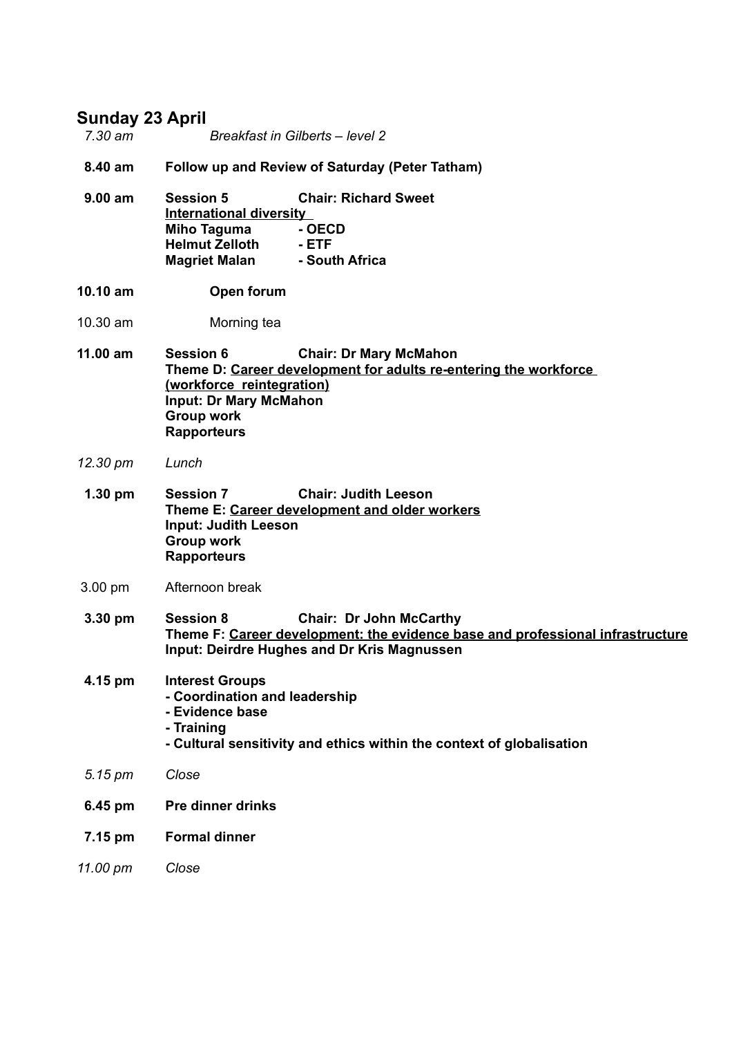## Sunday 23 April

*7.30 am* *Breakfast in Gilberts – level 2*

**8.40 am** **Follow up and Review of Saturday (Peter Tatham)**

**9.00 am** **Session 5** **Chair: Richard Sweet**
<u>**International diversity**</u>
**Miho Taguma - OECD**
**Helmut Zelloth - ETF**
**Magriet Malan - South Africa**

**10.10 am** **Open forum**

10.30 am Morning tea

**11.00 am** **Session 6** **Chair: Dr Mary McMahon**
**Theme D:** <u>**Career development for adults re-entering the workforce (workforce reintegration)**</u>
**Input: Dr Mary McMahon**
**Group work**
**Rapporteurs**

*12.30 pm* *Lunch*

**1.30 pm** **Session 7** **Chair: Judith Leeson**
**Theme E:** <u>**Career development and older workers**</u>
**Input: Judith Leeson**
**Group work**
**Rapporteurs**

3.00 pm Afternoon break

**3.30 pm** **Session 8** **Chair: Dr John McCarthy**
**Theme F:** <u>**Career development: the evidence base and professional infrastructure**</u>
**Input: Deirdre Hughes and Dr Kris Magnussen**

**4.15 pm** **Interest Groups**
- **Coordination and leadership**
- **Evidence base**
- **Training**
- **Cultural sensitivity and ethics within the context of globalisation**

*5.15 pm* *Close*

**6.45 pm** **Pre dinner drinks**

**7.15 pm** **Formal dinner**

*11.00 pm* *Close*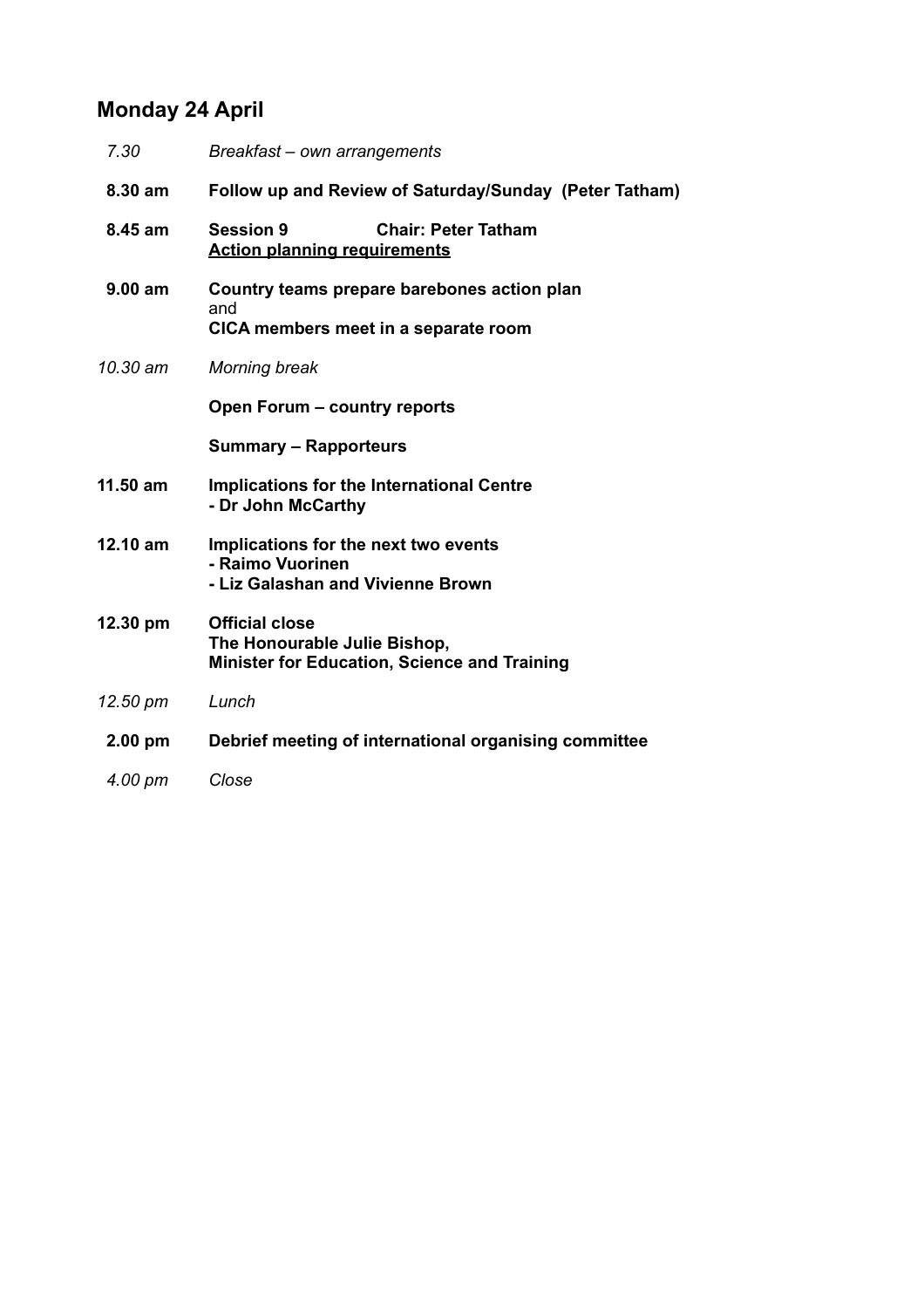## Monday 24 April

| | |
|---|---|
| *7.30* | *Breakfast – own arrangements* |
| **8.30 am** | **Follow up and Review of Saturday/Sunday (Peter Tatham)** |
| **8.45 am** | **Session 9 Chair: Peter Tatham**<br>**<u>Action planning requirements</u>** |
| **9.00 am** | **Country teams prepare barebones action plan**<br>and<br>**CICA members meet in a separate room** |
| *10.30 am* | *Morning break* |
| | **Open Forum – country reports** |
| | **Summary – Rapporteurs** |
| **11.50 am** | **Implications for the International Centre**<br>**- Dr John McCarthy** |
| **12.10 am** | **Implications for the next two events**<br>**- Raimo Vuorinen**<br>**- Liz Galashan and Vivienne Brown** |
| **12.30 pm** | **Official close**<br>**The Honourable Julie Bishop,**<br>**Minister for Education, Science and Training** |
| *12.50 pm* | *Lunch* |
| **2.00 pm** | **Debrief meeting of international organising committee** |
| *4.00 pm* | *Close* |